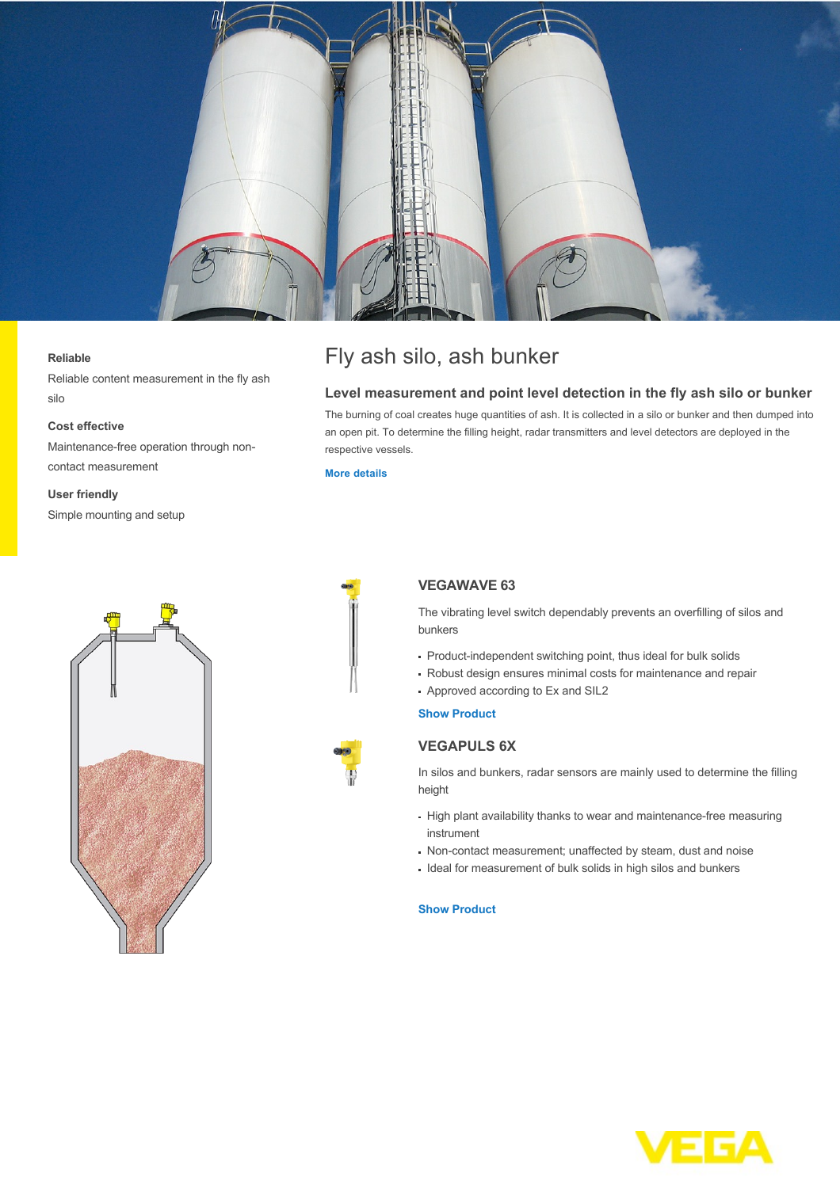# Fly ash silo, ash bunker

**Reliable**

Reliable content measurement in the fly ash silo

**Cost effective**

Maintenance-free operation through non-contact measurement

**User friendly**

Simple mounting and setup

## Level measurement and point level detection in the fly ash silo or bunker

The burning of coal creates huge quantities of ash. It is collected in a silo or bunker and then dumped into an open pit. To determine the filling height, radar transmitters and level detectors are deployed in the respective vessels.

More details

### VEGAWAVE 63

The vibrating level switch dependably prevents an overfilling of silos and bunkers

- Product-independent switching point, thus ideal for bulk solids
- Robust design ensures minimal costs for maintenance and repair
- Approved according to Ex and SIL2

Show Product

### VEGAPULS 6X

In silos and bunkers, radar sensors are mainly used to determine the filling height

- High plant availability thanks to wear and maintenance-free measuring instrument
- Non-contact measurement; unaffected by steam, dust and noise
- Ideal for measurement of bulk solids in high silos and bunkers

Show Product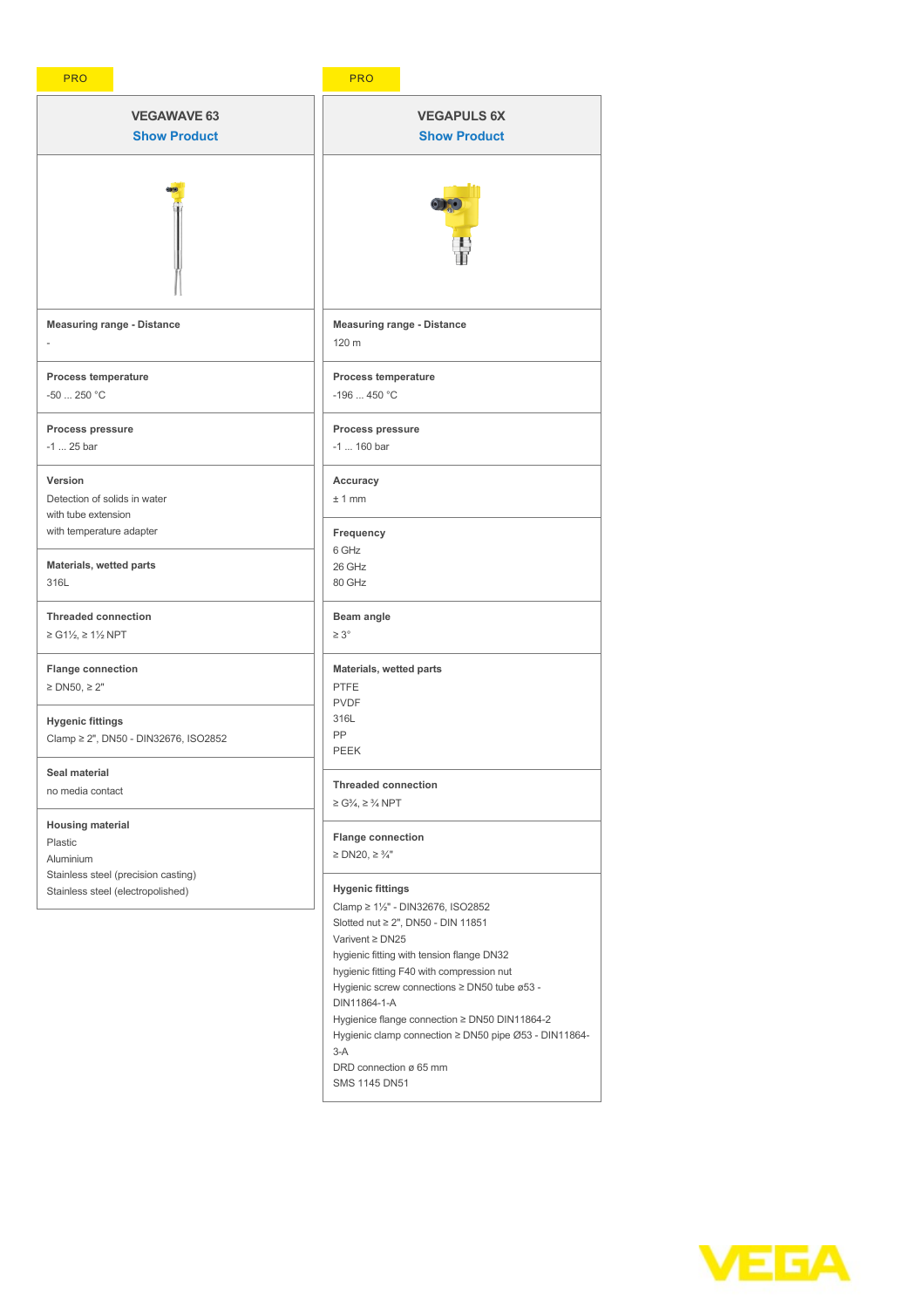PRO

### VEGAWAVE 63

Show Product

**Measuring range - Distance**
-

**Process temperature**
-50 ... 250 °C

**Process pressure**
-1 ... 25 bar

**Version**
Detection of solids in water
with tube extension
with temperature adapter

**Materials, wetted parts**
316L

**Threaded connection**
≥ G1½, ≥ 1½ NPT

**Flange connection**
≥ DN50, ≥ 2"

**Hygenic fittings**
Clamp ≥ 2", DN50 - DIN32676, ISO2852

**Seal material**
no media contact

**Housing material**
Plastic
Aluminium
Stainless steel (precision casting)
Stainless steel (electropolished)

PRO

### VEGAPULS 6X

Show Product

**Measuring range - Distance**
120 m

**Process temperature**
-196 ... 450 °C

**Process pressure**
-1 ... 160 bar

**Accuracy**
± 1 mm

**Frequency**
6 GHz
26 GHz
80 GHz

**Beam angle**
≥ 3°

**Materials, wetted parts**
PTFE
PVDF
316L
PP
PEEK

**Threaded connection**
≥ G¾, ≥ ¾ NPT

**Flange connection**
≥ DN20, ≥ ¾"

**Hygenic fittings**
Clamp ≥ 1½" - DIN32676, ISO2852
Slotted nut ≥ 2", DN50 - DIN 11851
Varivent ≥ DN25
hygienic fitting with tension flange DN32
hygienic fitting F40 with compression nut
Hygienic screw connections ≥ DN50 tube ø53 - DIN11864-1-A
Hygienice flange connection ≥ DN50 DIN11864-2
Hygienic clamp connection ≥ DN50 pipe Ø53 - DIN11864-3-A
DRD connection ø 65 mm
SMS 1145 DN51